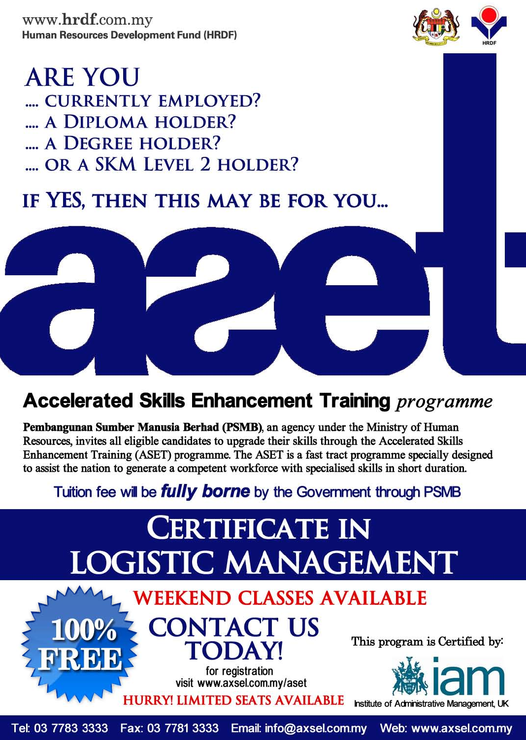www.hrdf.com.my
Human Resources Development Fund (HRDF)

# ARE YOU

.... CURRENTLY EMPLOYED?
.... A DIPLOMA HOLDER?
.... A DEGREE HOLDER?
.... OR A SKM LEVEL 2 HOLDER?

## IF YES, THEN THIS MAY BE FOR YOU...

# aset

## Accelerated Skills Enhancement Training *programme*

**Pembangunan Sumber Manusia Berhad (PSMB)**, an agency under the Ministry of Human Resources, invites all eligible candidates to upgrade their skills through the Accelerated Skills Enhancement Training (ASET) programme. The ASET is a fast tract programme specially designed to assist the nation to generate a competent workforce with specialised skills in short duration.

Tuition fee will be ***fully borne*** by the Government through PSMB

# CERTIFICATE IN LOGISTIC MANAGEMENT

**100% FREE**

**WEEKEND CLASSES AVAILABLE**

## CONTACT US TODAY!

for registration
visit www.axsel.com.my/aset

**HURRY! LIMITED SEATS AVAILABLE**

This program is Certified by:
iam
Institute of Administrative Management, UK

Tel: 03 7783 3333 Fax: 03 7781 3333 Email: info@axsel.com.my Web: www.axsel.com.my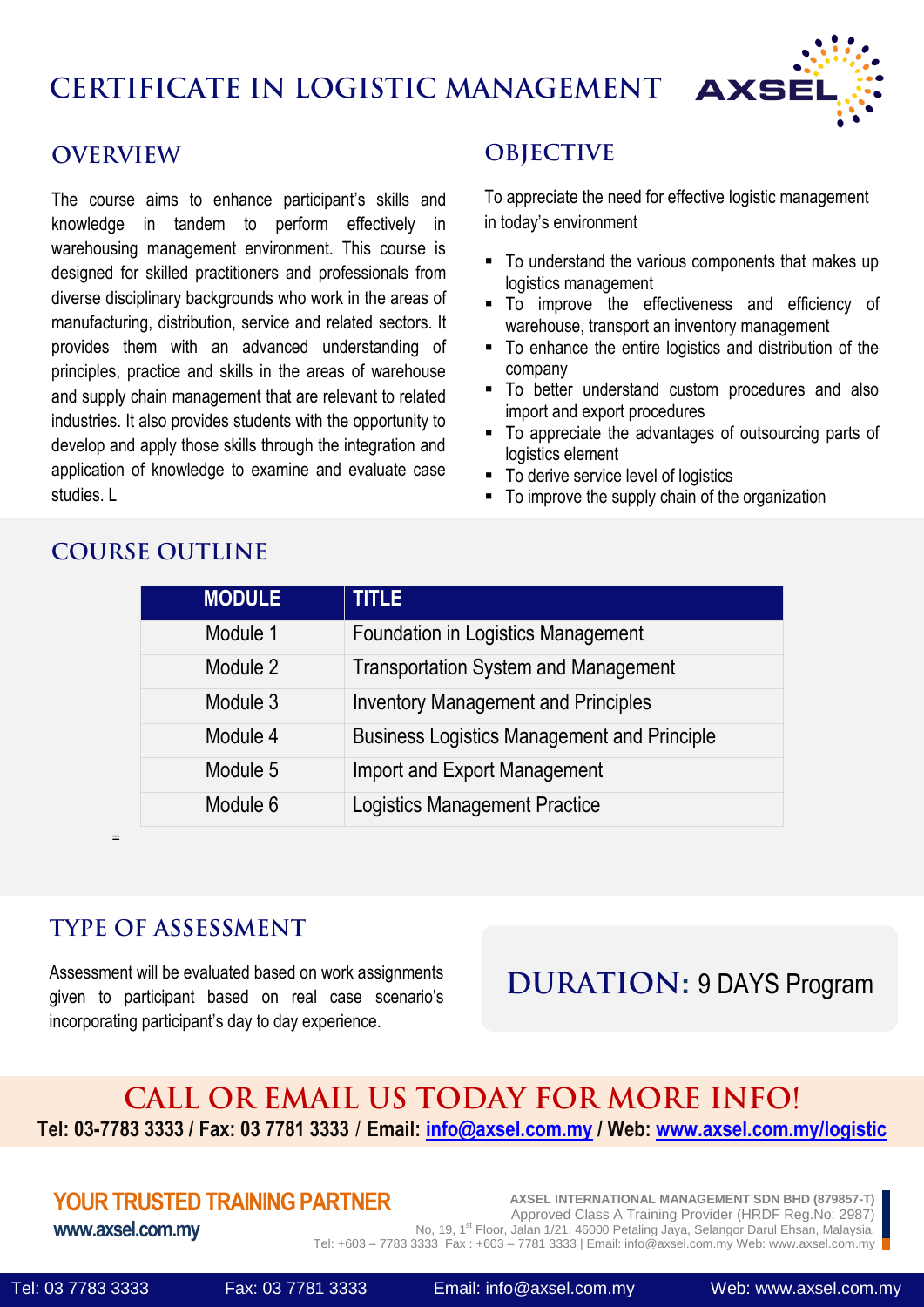# CERTIFICATE IN LOGISTIC MANAGEMENT

AXSEL

## OVERVIEW

The course aims to enhance participant's skills and knowledge in tandem to perform effectively in warehousing management environment. This course is designed for skilled practitioners and professionals from diverse disciplinary backgrounds who work in the areas of manufacturing, distribution, service and related sectors. It provides them with an advanced understanding of principles, practice and skills in the areas of warehouse and supply chain management that are relevant to related industries. It also provides students with the opportunity to develop and apply those skills through the integration and application of knowledge to examine and evaluate case studies. L

## OBJECTIVE

To appreciate the need for effective logistic management in today's environment

- To understand the various components that makes up logistics management
- To improve the effectiveness and efficiency of warehouse, transport an inventory management
- To enhance the entire logistics and distribution of the company
- To better understand custom procedures and also import and export procedures
- To appreciate the advantages of outsourcing parts of logistics element
- To derive service level of logistics
- To improve the supply chain of the organization

## COURSE OUTLINE

| MODULE | TITLE |
|---|---|
| Module 1 | Foundation in Logistics Management |
| Module 2 | Transportation System and Management |
| Module 3 | Inventory Management and Principles |
| Module 4 | Business Logistics Management and Principle |
| Module 5 | Import and Export Management |
| Module 6 | Logistics Management Practice |

=

## TYPE OF ASSESSMENT

Assessment will be evaluated based on work assignments given to participant based on real case scenario's incorporating participant's day to day experience.

## DURATION: 9 DAYS Program

## CALL OR EMAIL US TODAY FOR MORE INFO!

**Tel: 03-7783 3333 / Fax: 03 7781 3333 / Email: info@axsel.com.my / Web: www.axsel.com.my/logistic**

**YOUR TRUSTED TRAINING PARTNER**
**www.axsel.com.my**

**AXSEL INTERNATIONAL MANAGEMENT SDN BHD (879857-T)**
Approved Class A Training Provider (HRDF Reg.No: 2987)
No, 19, 1st Floor, Jalan 1/21, 46000 Petaling Jaya, Selangor Darul Ehsan, Malaysia.
Tel: +603 – 7783 3333 Fax : +603 – 7781 3333 | Email: info@axsel.com.my Web: www.axsel.com.my

Tel: 03 7783 3333 Fax: 03 7781 3333 Email: info@axsel.com.my Web: www.axsel.com.my